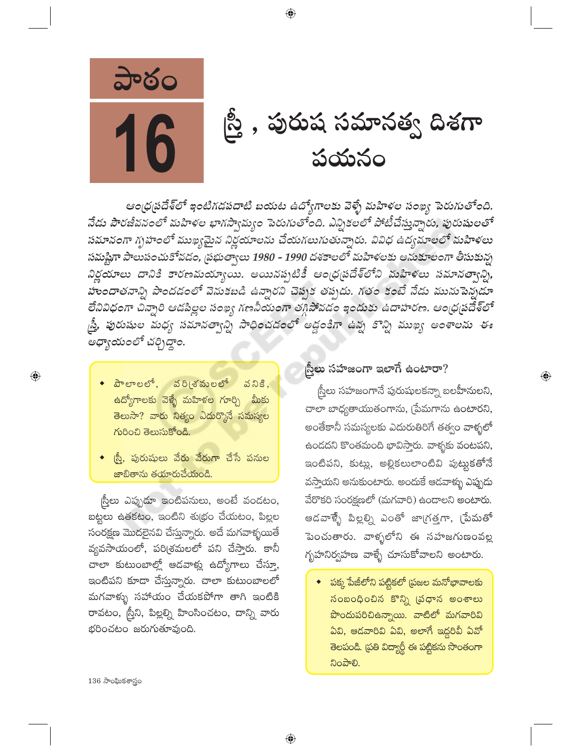# పాఠం 16

# స్త్రీ , పురుష సమానత్వ దిశగా పయనం

*ఆంధ్రప్రదేశ్‌లో ఇంటిగడపదాటి బయట ఉద్యోగాలకు వెళ్ళే మహిళల సంఖ్య పెరుగుతోంది. నేడు పౌరజీవనంలో మహిళల భాగస్వామ్యం పెరుగుతోంది. ఎన్నికలలో పోటీచేస్తున్నారు, పురుషులతో సమానంగా గృహంలో ముఖ్యమైన నిర్ణయాలను చేయగలుగుతున్నారు. వివిధ ఉద్యమాలలో మహిళలు సమష్టిగా పాలుపంచుకోవడం, ప్రభుత్వాలు 1980 - 1990 దశకాలలో మహిళలకు అనుకూలంగా తీసుకున్న నిర్ణయాలు దానికి కారణమయ్యాయి. అయినప్పటికీ ఆంధ్రప్రదేశ్‌లోని మహిళలు సమానత్వాన్ని, హుందాతనాన్ని పొందడంలో వెనుకబడి ఉన్నారని చెప్పక తప్పదు. గతం కంటే నేడు మునుపెన్నడూ లేనివిధంగా చిన్నారి ఆడపిల్లల సంఖ్య గణనీయంగా తగ్గిపోవడం ఇందుకు ఉదాహరణ. ఆంధ్రప్రదేశ్‌లో స్త్రీ, పురుషుల మధ్య సమానత్వాన్ని సాధించడంలో అడ్డంకిగా ఉన్న కొన్ని ముఖ్య అంశాలను ఈ అధ్యాయంలో చర్చిద్దాం.*

- పొలాలలో, పరిశ్రమలలో పనికి, ఉద్యోగాలకు వెళ్ళే మహిళల గూర్చి మీకు తెలుసా? వారు నిత్యం ఎదుర్కొనే సమస్యల గురించి తెలుసుకోండి.
- స్త్రీ, పురుషులు వేరు వేరుగా చేసే పనుల జాబితాను తయారుచేయండి.

స్త్రీలు ఎప్పుడూ ఇంటిపనులు, అంటే వండటం, బట్టలు ఉతకటం, ఇంటిని శుభ్రం చేయటం, పిల్లల సంరక్షణ మొదలైనవి చేస్తున్నారు. అదే మగవాళ్ళయితే వ్యవసాయంలో, పరిశ్రమలలో పని చేస్తారు. కానీ చాలా కుటుంబాల్లో ఆడవాళ్లు ఉద్యోగాలు చేస్తూ, ఇంటిపని కూడా చేస్తున్నారు. చాలా కుటుంబాలలో మగవాళ్ళు సహాయం చేయకపోగా తాగి ఇంటికి రావటం, స్త్రీని, పిల్లల్ని హింసించటం, దాన్ని వారు భరించటం జరుగుతూవుంది.

## స్త్రీలు సహజంగా ఇలాగే ఉంటారా?

స్త్రీలు సహజంగానే పురుషులకన్నా బలహీనులని, చాలా బాధ్యతాయుతంగాను, ప్రేమగాను ఉంటారని, అంతేకానీ సమస్యలకు ఎదురుతిరిగే తత్వం వాళ్ళలో ఉండదని కొంతమంది భావిస్తారు. వాళ్ళకు వంటపని, ఇంటిపని, కుట్లు, అల్లికలులాంటివి పుట్టుకతోనే వస్తాయని అనుకుంటారు. అందుకే ఆడవాళ్ళు ఎప్పుడు వేరొకరి సంరక్షణలో (మగవారి) ఉండాలని అంటారు. ఆడవాళ్ళే పిల్లల్ని ఎంతో జాగ్రత్తగా, ప్రేమతో పెంచుతారు. వాళ్ళలోని ఈ సహజగుణంవల్ల గృహనిర్వహణ వాళ్ళే చూసుకోవాలని అంటారు.

- పక్క పేజీలోని పట్టికలో ప్రజల మనోభావాలకు సంబంధించిన కొన్ని ప్రధాన అంశాలు పొందుపరిచిఉన్నాయి. వాటిలో మగవారివి ఏవి, ఆడవారివి ఏవి, అలాగే ఇద్దరివీ ఏవో తెలపండి. ప్రతి విద్యార్థీ ఈ పట్టికను సొంతంగా నింపాలి.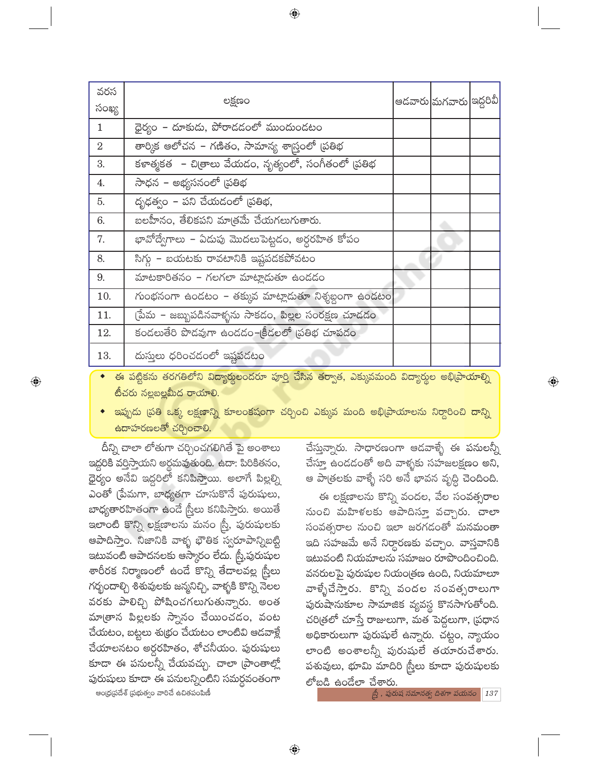| వరస సంఖ్య | లక్షణం | ఆడవారు | మగవారు | ఇద్దరివీ |
|---|---|---|---|---|
| 1 | ధైర్యం – దూకుడు, పోరాడడంలో ముందుండటం | | | |
| 2 | తార్కిక ఆలోచన – గణితం, సామాన్య శాస్త్రంలో ప్రతిభ | | | |
| 3. | కళాత్మకత – చిత్రాలు వేయడం, నృత్యంలో, సంగీతంలో ప్రతిభ | | | |
| 4. | సాధన – అభ్యసనంలో ప్రతిభ | | | |
| 5. | దృఢత్వం – పని చేయడంలో ప్రతిభ, | | | |
| 6. | బలహీనం, తేలికపని మాత్రమే చేయగలుగుతారు. | | | |
| 7. | భావోద్వేగాలు – ఏడుపు మొదలుపెట్టడం, అర్థరహిత కోపం | | | |
| 8. | సిగ్గు – బయటకు రావటానికి ఇష్టపడకపోవటం | | | |
| 9. | మాటకారితనం – గలగలా మాట్లాడుతూ ఉండడం | | | |
| 10. | గుంభనంగా ఉండటం – తక్కువ మాట్లాడుతూ నిశ్శబ్దంగా ఉండటం | | | |
| 11. | ప్రేమ – జబ్బుపడినవాళ్ళను సాకడం, పిల్లల సంరక్షణ చూడడం | | | |
| 12. | కండలుతేరి పొడవుగా ఉండడం–క్రీడలలో ప్రతిభ చూపడం | | | |
| 13. | దుస్తులు ధరించడంలో ఇష్టపడటం | | | |

- ఈ పట్టికను తరగతిలోని విద్యార్థులందరూ పూర్తి చేసిన తర్వాత, ఎక్కువమంది విద్యార్థుల అభిప్రాయాల్ని టీచరు నల్లబల్లమీద రాయాలి.
- ఇప్పుడు ప్రతి ఒక్క లక్షణాన్ని కూలంకషంగా చర్చించి ఎక్కువ మంది అభిప్రాయాలను నిర్ధారించి దాన్ని ఉదాహరణలతో చర్చించాలి.

దీన్ని చాలా లోతుగా చర్చించగలిగితే పై అంశాలు ఇద్దరికి వర్తిస్తాయని అర్థమవుతుంది. ఉదా: పిరికితనం, ధైర్యం అనేవి ఇద్దరిలో కనిపిస్తాయి. అలాగే పిల్లల్ని ఎంతో ప్రేమగా, బాధ్యతగా చూసుకొనే పురుషులు, బాధ్యతారహితంగా ఉండే స్త్రీలు కనిపిస్తారు. అయితే ఇలాంటి కొన్ని లక్షణాలను మనం స్త్రీ, పురుషులకు ఆపాదిస్తాం. నిజానికి వాళ్ళ భౌతిక స్వరూపాన్నిబట్టి ఇటువంటి ఆపాదనలకు ఆస్కారం లేదు. స్త్రీ,పురుషుల శారీరక నిర్మాణంలో ఉండే కొన్ని తేడాలవల్ల స్త్రీలు గర్భందాల్చి శిశువులకు జన్మనిచ్చి, వాళ్ళకి కొన్ని నెలల వరకు పాలిచ్చి పోషించగలుగుతున్నారు. అంత మాత్రాన పిల్లలకు స్నానం చేయించడం, వంట చేయటం, బట్టలు శుభ్రం చేయటం లాంటివి ఆడవాళ్లే చేయాలనటం అర్థరహితం, శోచనీయం. పురుషులు కూడా ఈ పనులన్నీ చేయవచ్చు. చాలా ప్రాంతాల్లో పురుషులు కూడా ఈ పనులన్నింటిని సమర్థవంతంగా చేస్తున్నారు. సాధారణంగా ఆడవాళ్ళే ఈ పనులన్నీ చేస్తూ ఉండడంతో అది వాళ్ళకు సహజలక్షణం అని, ఆ పాత్రలకు వాళ్ళే సరి అనే భావన వృద్ధి చెందింది.

ఈ లక్షణాలను కొన్ని వందల, వేల సంవత్సరాల నుంచి మహిళలకు ఆపాదిస్తూ వచ్చారు. చాలా సంవత్సరాల నుంచి ఇలా జరగడంతో మనమంతా ఇది సహజమే అనే నిర్ధారణకు వచ్చాం. వాస్తవానికి ఇటువంటి నియమాలను సమాజం రూపొందించింది. వనరులపై పురుషుల నియంత్రణ ఉంది, నియమాలూ వాళ్ళేచేస్తారు. కొన్ని వందల సంవత్సరాలుగా పురుషానుకూల సామాజిక వ్యవస్థ కొనసాగుతోంది. చరిత్రలో చూస్తే రాజులుగా, మత పెద్దలుగా, ప్రధాన అధికారులుగా పురుషులే ఉన్నారు. చట్టం, న్యాయం లాంటి అంశాలన్నీ పురుషులే తయారుచేశారు. పశువులు, భూమి మాదిరి స్త్రీలు కూడా పురుషులకు లోబడి ఉండేలా చేశారు.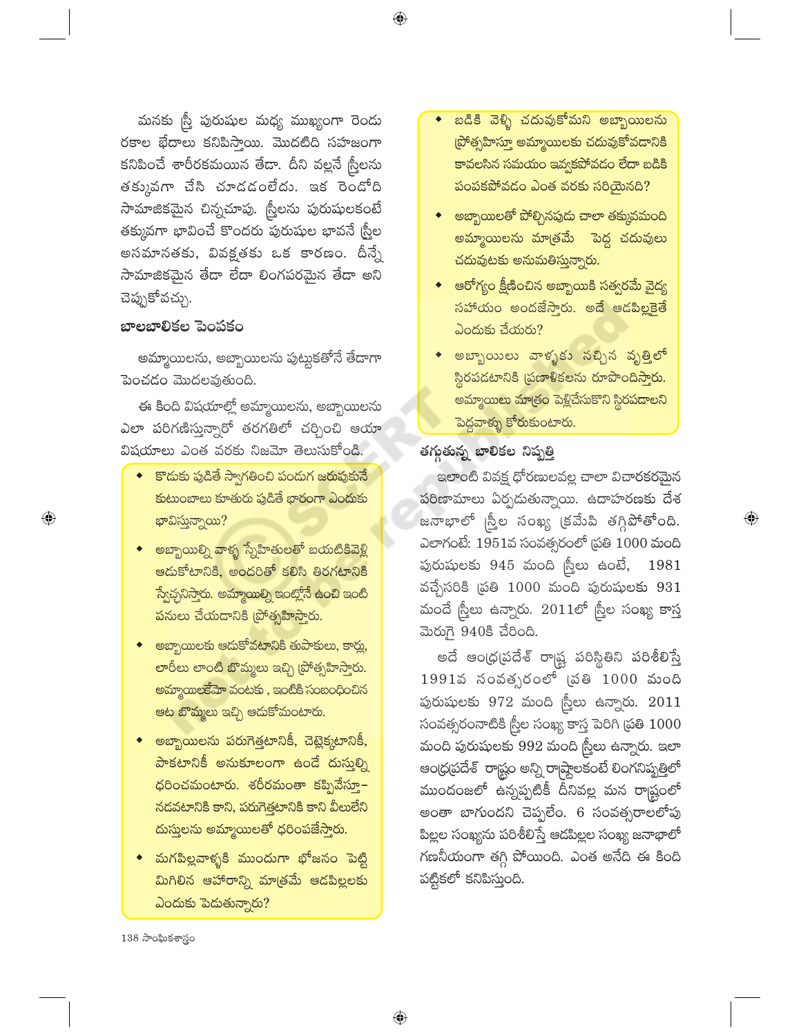మనకు స్త్రీ పురుషుల మధ్య ముఖ్యంగా రెండు రకాల భేదాలు కనిపిస్తాయి. మొదటిది సహజంగా కనిపించే శారీరకమయిన తేడా. దీని వల్లనే స్త్రీలను తక్కువగా చేసి చూడడంలేదు. ఇక రెండోది సామాజికమైన చిన్నచూపు. స్త్రీలను పురుషులకంటే తక్కువగా భావించే కొందరు పురుషుల భావనే స్త్రీల అసమానతకు, వివక్షతకు ఒక కారణం. దీన్నే సామాజికమైన తేడా లేదా లింగపరమైన తేడా అని చెప్పుకోవచ్చు.

### బాలబాలికల పెంపకం

అమ్మాయిలను, అబ్బాయిలను పుట్టుకతోనే తేడాగా పెంచడం మొదలవుతుంది.

ఈ కింది విషయాల్లో అమ్మాయిలను, అబ్బాయిలను ఎలా పరిగణిస్తున్నారో తరగతిలో చర్చించి ఆయా విషయాలు ఎంత వరకు నిజమో తెలుసుకోండి.

- కొడుకు పుడితే స్వాగతించి పండుగ జరుపుకునే కుటుంబాలు కూతురు పుడితే భారంగా ఎందుకు భావిస్తున్నాయి?
- అబ్బాయిల్ని వాళ్ళ స్నేహితులతో బయటికివెళ్లి ఆడుకోటానికి, అందరితో కలిసి తిరగటానికి స్వేచ్ఛనిస్తారు. అమ్మాయిల్ని ఇంట్లోనే ఉంచి ఇంటి పనులు చేయడానికి ప్రోత్సహిస్తారు.
- అబ్బాయిలకు ఆడుకోవటానికి తుపాకులు, కార్లు, లారీలు లాంటి బొమ్మలు ఇచ్చి ప్రోత్సహిస్తారు. అమ్మాయిలకేమో వంటకు , ఇంటికి సంబంధించిన ఆట బొమ్మలు ఇచ్చి ఆడుకోమంటారు.
- అబ్బాయిలను పరుగెత్తటానికీ, చెట్లెక్కటానికీ, పాకటానికీ అనుకూలంగా ఉండే దుస్తుల్ని ధరించమంటారు. శరీరమంతా కప్పివేస్తూ– నడవటానికి కాని, పరుగెత్తటానికి కాని వీలులేని దుస్తులను అమ్మాయిలతో ధరింపజేస్తారు.
- మగపిల్లవాళ్ళకి ముందుగా భోజనం పెట్టి మిగిలిన ఆహారాన్ని మాత్రమే ఆడపిల్లలకు ఎందుకు పెడుతున్నారు?
- బడికి వెళ్ళి చదువుకోమని అబ్బాయిలను ప్రోత్సహిస్తూ అమ్మాయిలకు చదువుకోవడానికి కావలసిన సమయం ఇవ్వకపోవడం లేదా బడికి పంపకపోవడం ఎంత వరకు సరియైనది?
- అబ్బాయిలతో పోల్చినపుడు చాలా తక్కువమంది అమ్మాయిలను మాత్రమే పెద్ద చదువులు చదువుటకు అనుమతిస్తున్నారు.
- ఆరోగ్యం క్షీణించిన అబ్బాయికి సత్వరమే వైద్య సహాయం అందజేస్తారు. అదే ఆడపిల్లకైతే ఎందుకు చేయరు?
- అబ్బాయిలు వాళ్ళకు నచ్చిన వృత్తిలో స్థిరపడటానికి ప్రణాళికలను రూపొందిస్తారు. అమ్మాయిలు మాత్రం పెళ్లిచేసుకొని స్థిరపడాలని పెద్దవాళ్ళు కోరుకుంటారు.

### తగ్గుతున్న బాలికల నిష్పత్తి

ఇలాంటి వివక్ష ధోరణులవల్ల చాలా విచారకరమైన పరిణామాలు ఏర్పడుతున్నాయి. ఉదాహరణకు దేశ జనాభాలో స్త్రీల సంఖ్య క్రమేపి తగ్గిపోతోంది. ఎలాగంటే: 1951వ సంవత్సరంలో ప్రతి 1000 మంది పురుషులకు 945 మంది స్త్రీలు ఉంటే, 1981 వచ్చేసరికి ప్రతి 1000 మంది పురుషులకు 931 మందే స్త్రీలు ఉన్నారు. 2011లో స్త్రీల సంఖ్య కాస్త మెరుగై 940కి చేరింది.

అదే ఆంధ్రప్రదేశ్ రాష్ట్ర పరిస్థితిని పరిశీలిస్తే 1991వ సంవత్సరంలో ప్రతి 1000 మంది పురుషులకు 972 మంది స్త్రీలు ఉన్నారు. 2011 సంవత్సరంనాటికి స్త్రీల సంఖ్య కాస్త పెరిగి ప్రతి 1000 మంది పురుషులకు 992 మంది స్త్రీలు ఉన్నారు. ఇలా ఆంధ్రప్రదేశ్ రాష్ట్రం అన్ని రాష్ట్రాలకంటే లింగనిష్పత్తిలో ముందంజలో ఉన్నప్పటికీ దీనివల్ల మన రాష్ట్రంలో అంతా బాగుందని చెప్పలేం. 6 సంవత్సరాలలోపు పిల్లల సంఖ్యను పరిశీలిస్తే ఆడపిల్లల సంఖ్య జనాభాలో గణనీయంగా తగ్గి పోయింది. ఎంత అనేది ఈ కింది పట్టికలో కనిపిస్తుంది.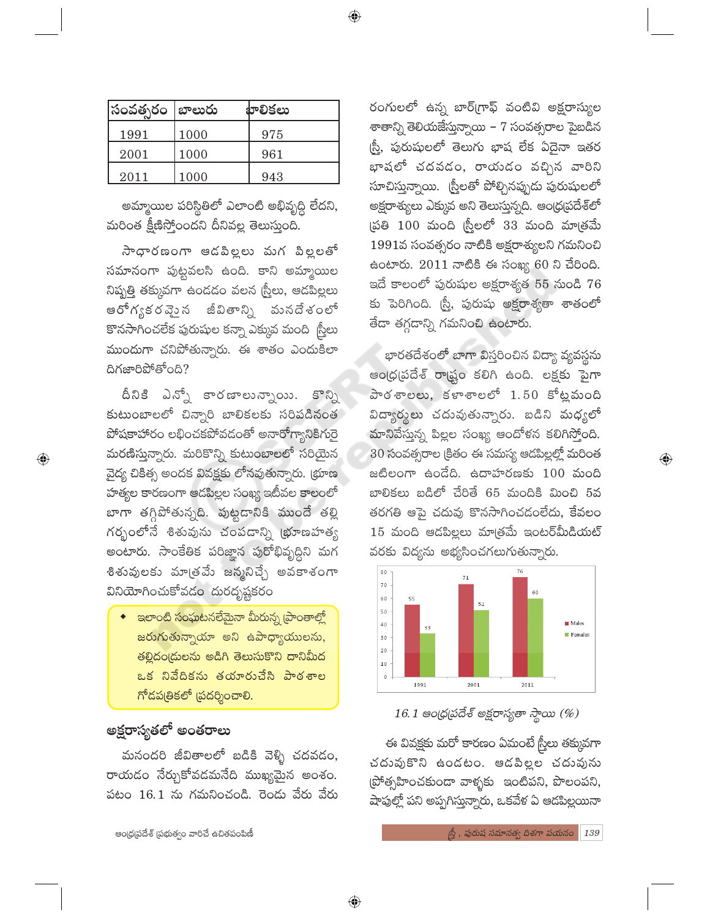| సంవత్సరం | బాలురు | బాలికలు |
|---|---|---|
| 1991 | 1000 | 975 |
| 2001 | 1000 | 961 |
| 2011 | 1000 | 943 |

అమ్మాయిల పరిస్థితిలో ఎలాంటి అభివృద్ధి లేదని, మరింత క్షీణిస్తోందని దీనివల్ల తెలుస్తుంది.

సాధారణంగా ఆడపిల్లలు మగ పిల్లలతో సమానంగా పుట్టవలసి ఉంది. కాని అమ్మాయిల నిష్పత్తి తక్కువగా ఉండడం వలన స్త్రీలు, ఆడపిల్లలు ఆరోగ్యకరమైన జీవితాన్ని మనదేశంలో కొనసాగించలేక పురుషుల కన్నా ఎక్కువ మంది స్త్రీలు ముందుగా చనిపోతున్నారు. ఈ శాతం ఎందుకిలా దిగజారిపోతోంది?

దీనికి ఎన్నో కారణాలున్నాయి. కొన్ని కుటుంబాలలో చిన్నారి బాలికలకు సరిపడినంత పోషకాహారం లభించకపోవడంతో అనారోగ్యానికిగురై మరణిస్తున్నారు. మరికొన్ని కుటుంబాలలో సరియైన వైద్య చికిత్స అందక వివక్షకు లోనవుతున్నారు. భ్రూణ హత్యల కారణంగా ఆడపిల్లల సంఖ్య ఇటీవల కాలంలో బాగా తగ్గిపోతున్నది. పుట్టడానికి ముందే తల్లి గర్భంలోనే శిశువును చంపడాన్ని భ్రూణహత్య అంటారు. సాంకేతిక పరిజ్ఞాన పురోభివృద్ధిని మగ శిశువులకు మాత్రమే జన్మనిచ్చే అవకాశంగా వినియోగించుకోవడం దురదృష్టకరం

- ఇలాంటి సంఘటనలేమైనా మీరున్న ప్రాంతాల్లో జరుగుతున్నాయా అని ఉపాధ్యాయులను, తల్లిదండ్రులను అడిగి తెలుసుకొని దానిమీద ఒక నివేదికను తయారుచేసి పాఠశాల గోడపత్రికలో ప్రదర్శించాలి.

## అక్షరాస్యతలో అంతరాలు

మనందరి జీవితాలలో బడికి వెళ్ళి చదవడం, రాయడం నేర్చుకోవడమనేది ముఖ్యమైన అంశం. పటం 16.1 ను గమనించండి. రెండు వేరు వేరు రంగులలో ఉన్న బార్‌గ్రాఫ్ వంటివి అక్షరాస్యుల శాతాన్ని తెలియజేస్తున్నాయి – 7 సంవత్సరాల పైబడిన స్త్రీ, పురుషులలో తెలుగు భాష లేక ఏదైనా ఇతర భాషలో చదవడం, రాయడం వచ్చిన వారిని సూచిస్తున్నాయి. స్త్రీలతో పోల్చినప్పుడు పురుషులలో అక్షరాశ్యులు ఎక్కువ అని తెలుస్తున్నది. ఆంధ్రప్రదేశ్‌లో ప్రతి 100 మంది స్త్రీలలో 33 మంది మాత్రమే 1991వ సంవత్సరం నాటికి అక్షరాశ్యులని గమనించి ఉంటారు. 2011 నాటికి ఈ సంఖ్య 60 ని చేరింది. ఇదే కాలంలో పురుషుల అక్షరాశ్యత 55 నుండి 76 కు పెరిగింది. స్త్రీ, పురుష అక్షరాశ్యతా శాతంలో తేడా తగ్గడాన్ని గమనించి ఉంటారు.

భారతదేశంలో బాగా విస్తరించిన విద్యా వ్యవస్థను ఆంధ్రప్రదేశ్ రాష్ట్రం కలిగి ఉంది. లక్షకు పైగా పాఠశాలలు, కళాశాలలో 1.50 కోట్లమంది విద్యార్థులు చదువుతున్నారు. బడిని మధ్యలో మానివేస్తున్న పిల్లల సంఖ్య ఆందోళన కలిగిస్తోంది. 30 సంవత్సరాల క్రితం ఈ సమస్య ఆడపిల్లల్లో మరింత జటిలంగా ఉండేది. ఉదాహరణకు 100 మంది బాలికలు బడిలో చేరితే 65 మందికి మించి 5వ తరగతి ఆపై చదువు కొనసాగించడంలేదు, కేవలం 15 మంది ఆడపిల్లలు మాత్రమే ఇంటర్‌మీడియట్ వరకు విద్యను అభ్యసించగలుగుతున్నారు.

| | 1991 | 2001 | 2011 |
|---|---|---|---|
| Males | 55 | 71 | 76 |
| Females | 33 | 51 | 60 |

*16.1 ఆంధ్రప్రదేశ్ అక్షరాస్యతా స్థాయి (%)*

ఈ వివక్షకు మరో కారణం ఏమంటే స్త్రీలు తక్కువగా చదువుకొని ఉండటం. ఆడపిల్లల చదువును ప్రోత్సహించకుండా వాళ్ళకు ఇంటిపని, పొలంపని, షాపుల్లో పని అప్పగిస్తున్నారు, ఒకవేళ ఏ ఆడపిల్లయినా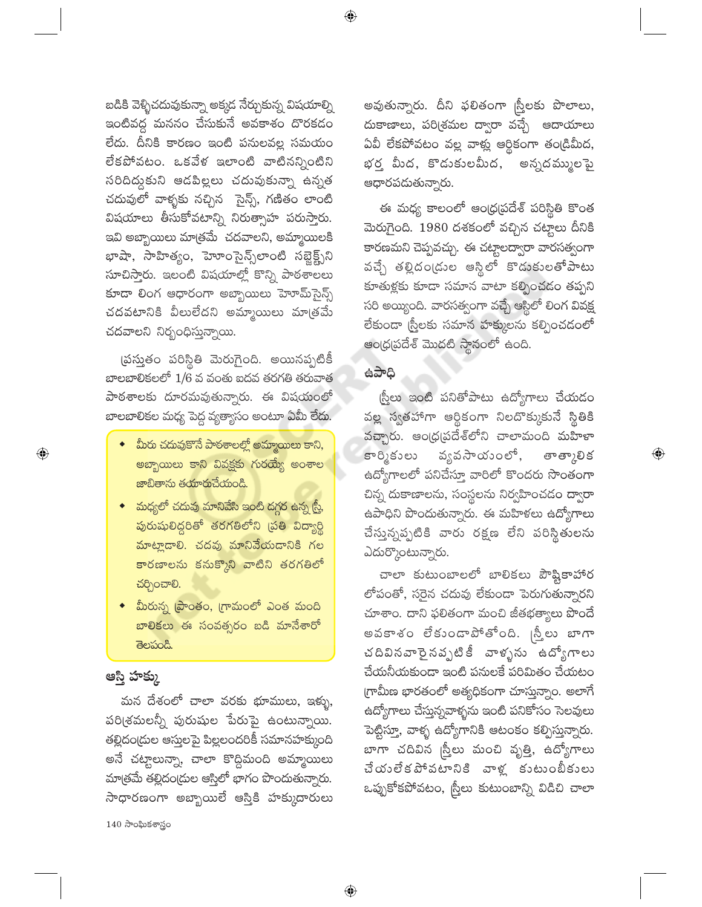బడికి వెళ్ళిచదువుకున్నా అక్కడ నేర్చుకున్న విషయాల్ని ఇంటివద్ద మననం చేసుకునే అవకాశం దొరకడం లేదు. దీనికి కారణం ఇంటి పనులవల్ల సమయం లేకపోవటం. ఒకవేళ ఇలాంటి వాటినన్నింటిని సరిదిద్దుకుని ఆడపిల్లలు చదువుకున్నా ఉన్నత చదువులో వాళ్ళకు నచ్చిన సైన్స్, గణితం లాంటి విషయాలు తీసుకోవటాన్ని నిరుత్సాహ పరుస్తారు. ఇవి అబ్బాయిలు మాత్రమే చదవాలని, అమ్మాయిలకి భాషా, సాహిత్యం, హోంసైన్స్‌లాంటి సబ్జెక్ట్‌ని సూచిస్తారు. ఇలంటి విషయాల్లో కొన్ని పాఠశాలలు కూడా లింగ ఆధారంగా అబ్బాయిలు హోమ్‌సైన్స్ చదవటానికి వీలులేదని అమ్మాయిలు మాత్రమే చదవాలని నిర్బంధిస్తున్నాయి.

ప్రస్తుతం పరిస్థితి మెరుగైంది. అయినప్పటికీ బాలబాలికలలో 1/6 వ వంతు ఐదవ తరగతి తరువాత పాఠశాలకు దూరమవుతున్నారు. ఈ విషయంలో బాలబాలికల మధ్య పెద్ద వ్యత్యాసం అంటూ ఏమీ లేదు.

- మీరు చదువుకొనే పాఠశాలల్లో అమ్మాయిలు కాని, అబ్బాయిలు కాని వివక్షకు గురయ్యే అంశాల జాబితాను తయారుచేయండి.
- మధ్యలో చదువు మానివేసి ఇంటి దగ్గర ఉన్న స్త్రీ, పురుషులిద్దరితో తరగతిలోని ప్రతి విద్యార్థి మాట్లాడాలి. చదవు మానివేయడానికి గల కారణాలను కనుక్కొని వాటిని తరగతిలో చర్చించాలి.
- మీరున్న ప్రాంతం, గ్రామంలో ఎంత మంది బాలికలు ఈ సంవత్సరం బడి మానేశారో తెలపండి.

## ఆస్తి హక్కు

మన దేశంలో చాలా వరకు భూములు, ఇళ్ళు, పరిశ్రమలన్నీ పురుషుల పేరుపై ఉంటున్నాయి. తల్లిదండ్రుల ఆస్తులపై పిల్లలందరికీ సమానహక్కుంది అనే చట్టాలున్నా, చాలా కొద్దిమంది అమ్మాయిలు మాత్రమే తల్లిదండ్రుల ఆస్తిలో భాగం పొందుతున్నారు. సాధారణంగా అబ్బాయిలే ఆస్తికి హక్కుదారులు అవుతున్నారు. దీని ఫలితంగా స్త్రీలకు పొలాలు, దుకాణాలు, పరిశ్రమల ద్వారా వచ్చే ఆదాయాలు ఏవీ లేకపోవటం వల్ల వాళ్లు ఆర్థికంగా తండ్రిమీద, భర్త మీద, కొడుకులమీద, అన్నదమ్ములపై ఆధారపడుతున్నారు.

ఈ మధ్య కాలంలో ఆంధ్రప్రదేశ్ పరిస్థితి కొంత మెరుగైంది. 1980 దశకంలో వచ్చిన చట్టాలు దీనికి కారణమని చెప్పవచ్చు. ఈ చట్టాలద్వారా వారసత్వంగా వచ్చే తల్లిదండ్రుల ఆస్థిలో కొడుకులతోపాటు కూతుళ్లకు కూడా సమాన వాటా కల్పించడం తప్పని సరి అయ్యింది. వారసత్వంగా వచ్చే ఆస్థిలో లింగ వివక్ష లేకుండా స్త్రీలకు సమాన హక్కులను కల్పించడంలో ఆంధ్రప్రదేశ్ మొదటి స్థానంలో ఉంది.

## ఉపాధి

స్త్రీలు ఇంటి పనితోపాటు ఉద్యోగాలు చేయడం వల్ల స్వతహాగా ఆర్థికంగా నిలదొక్కుకునే స్థితికి వచ్చారు. ఆంధ్రప్రదేశ్‌లోని చాలామంది మహిళా కార్మికులు వ్యవసాయంలో, తాత్కాలిక ఉద్యోగాలలో పనిచేస్తూ వారిలో కొందరు సొంతంగా చిన్న దుకాణాలను, సంస్థలను నిర్వహించడం ద్వారా ఉపాధిని పొందుతున్నారు. ఈ మహిళలు ఉద్యోగాలు చేస్తున్నప్పటికి వారు రక్షణ లేని పరిస్థితులను ఎదుర్కొంటున్నారు.

చాలా కుటుంబాలలో బాలికలు పౌష్టికాహార లోపంతో, సరైన చదువు లేకుండా పెరుగుతున్నారని చూశాం. దాని ఫలితంగా మంచి జీతభత్యాలు పొందే అవకాశం లేకుండాపోతోంది. స్త్రీలు బాగా చదివినవారైనప్పటికీ వాళ్ళను ఉద్యోగాలు చేయనీయకుండా ఇంటి పనులకే పరిమితం చేయటం గ్రామీణ భారతంలో అత్యధికంగా చూస్తున్నాం. అలాగే ఉద్యోగాలు చేస్తున్నవాళ్ళను ఇంటి పనికోసం సెలవులు పెట్టిస్తూ, వాళ్ళ ఉద్యోగానికి ఆటంకం కల్పిస్తున్నారు. బాగా చదివిన స్త్రీలు మంచి వృత్తి, ఉద్యోగాలు చేయలేకపోవటానికి వాళ్ల కుటుంబీకులు ఒప్పుకోకపోవటం, స్త్రీలు కుటుంబాన్ని విడిచి చాలా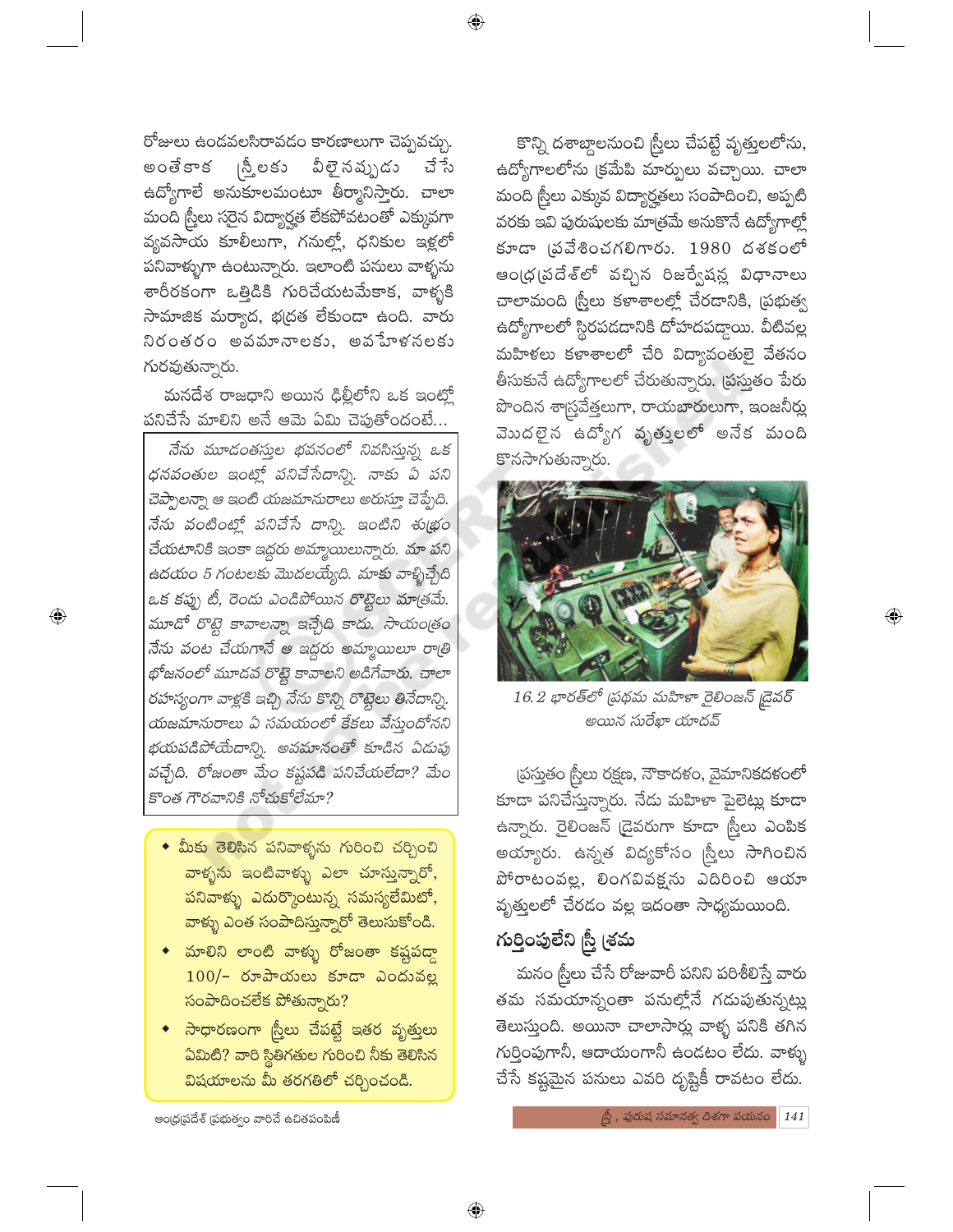రోజులు ఉండవలసిరావడం కారణాలుగా చెప్పవచ్చు. అంతేకాక స్త్రీలకు వీలైనప్పుడు చేసే ఉద్యోగాలే అనుకూలమంటూ తీర్మానిస్తారు. చాలా మంది స్త్రీలు సరైన విద్యార్హత లేకపోవటంతో ఎక్కువగా వ్యవసాయ కూలీలుగా, గనుల్లో, ధనికుల ఇళ్లలో పనివాళ్ళుగా ఉంటున్నారు. ఇలాంటి పనులు వాళ్ళను శారీరకంగా ఒత్తిడికి గురిచేయటమేకాక, వాళ్ళకి సామాజిక మర్యాద, భద్రత లేకుండా ఉంది. వారు నిరంతరం అవమానాలకు, అవహేళనలకు గురవుతున్నారు.

మనదేశ రాజధాని అయిన ఢిల్లీలోని ఒక ఇంట్లో పనిచేసే మాలిని అనే ఆమె ఏమి చెపుతోందంటే...

> *నేను మూడంతస్తుల భవనంలో నివసిస్తున్న ఒక ధనవంతుల ఇంట్లో పనిచేసేదాన్ని. నాకు ఏ పని చెప్పాలన్నా ఆ ఇంటి యజమానురాలు అరుస్తూ చెప్పేది. నేను వంటింట్లో పనిచేసే దాన్ని. ఇంటిని శుభ్రం చేయటానికి ఇంకా ఇద్దరు అమ్మాయిలున్నారు. మా పని ఉదయం 5 గంటలకు మొదలయ్యేది. మాకు వాళ్ళిచ్చేది ఒక కప్పు టీ, రెండు ఎండిపోయిన రొట్టెలు మాత్రమే. మూడో రొట్టె కావాలన్నా ఇచ్చేది కాదు. సాయంత్రం నేను వంట చేయగానే ఆ ఇద్దరు అమ్మాయిలూ రాత్రి భోజనంలో మూడవ రొట్టె కావాలని అడిగేవారు. చాలా రహస్యంగా వాళ్లకి ఇచ్చి నేను కొన్ని రొట్టెలు తినేదాన్ని. యజమానురాలు ఏ సమయంలో కేకలు వేస్తుందోనని భయపడిపోయేదాన్ని. అవమానంతో కూడిన ఏడుపు వచ్చేది. రోజంతా మేం కష్టపడి పనిచేయలేదా? మేం కొంత గౌరవానికి నోచుకోలేమా?*

- మీకు తెలిసిన పనివాళ్ళను గురించి చర్చించి వాళ్ళను ఇంటివాళ్ళు ఎలా చూస్తున్నారో, పనివాళ్ళు ఎదుర్కొంటున్న సమస్యలేమిటో, వాళ్ళు ఎంత సంపాదిస్తున్నారో తెలుసుకోండి.
- మాలిని లాంటి వాళ్ళు రోజంతా కష్టపడ్డా 100/- రూపాయలు కూడా ఎందువల్ల సంపాదించలేక పోతున్నారు?
- సాధారణంగా స్త్రీలు చేపట్టే ఇతర వృత్తులు ఏమిటి? వారి స్థితిగతుల గురించి నీకు తెలిసిన విషయాలను మీ తరగతిలో చర్చించండి.

కొన్ని దశాబ్దాలనుంచి స్త్రీలు చేపట్టే వృత్తులలోను, ఉద్యోగాలలోను క్రమేపి మార్పులు వచ్చాయి. చాలా మంది స్త్రీలు ఎక్కువ విద్యార్హతలు సంపాదించి, అప్పటి వరకు ఇవి పురుషులకు మాత్రమే అనుకొనే ఉద్యోగాల్లో కూడా ప్రవేశించగలిగారు. 1980 దశకంలో ఆంధ్రప్రదేశ్‌లో వచ్చిన రిజర్వేషన్ల విధానాలు చాలామంది స్త్రీలు కళాశాలల్లో చేరడానికి, ప్రభుత్వ ఉద్యోగాలలో స్థిరపడడానికి దోహదపడ్డాయి. వీటివల్ల మహిళలు కళాశాలలో చేరి విద్యావంతులై వేతనం తీసుకునే ఉద్యోగాలలో చేరుతున్నారు. ప్రస్తుతం పేరు పొందిన శాస్త్రవేత్తలుగా, రాయబారులుగా, ఇంజనీర్లు మొదలైన ఉద్యోగ వృత్తులలో అనేక మంది కొనసాగుతున్నారు.

*16.2 భారత్‌లో ప్రథమ మహిళా రైలింజన్ డ్రైవర్ అయిన సురేఖా యాదవ్*

ప్రస్తుతం స్త్రీలు రక్షణ, నౌకాదళం, వైమానికదళంలో కూడా పనిచేస్తున్నారు. నేడు మహిళా పైలెట్లు కూడా ఉన్నారు. రైలింజన్ డ్రైవరుగా కూడా స్త్రీలు ఎంపిక అయ్యారు. ఉన్నత విద్యకోసం స్త్రీలు సాగించిన పోరాటంవల్ల, లింగవివక్షను ఎదిరించి ఆయా వృత్తులలో చేరడం వల్ల ఇదంతా సాధ్యమయింది.

## గుర్తింపులేని స్త్రీ శ్రమ

మనం స్త్రీలు చేసే రోజువారీ పనిని పరిశీలిస్తే వారు తమ సమయాన్నంతా పనుల్లోనే గడుపుతున్నట్లు తెలుస్తుంది. అయినా చాలాసార్లు వాళ్ళ పనికి తగిన గుర్తింపుగానీ, ఆదాయంగానీ ఉండటం లేదు. వాళ్ళు చేసే కష్టమైన పనులు ఎవరి దృష్టికీ రావటం లేదు.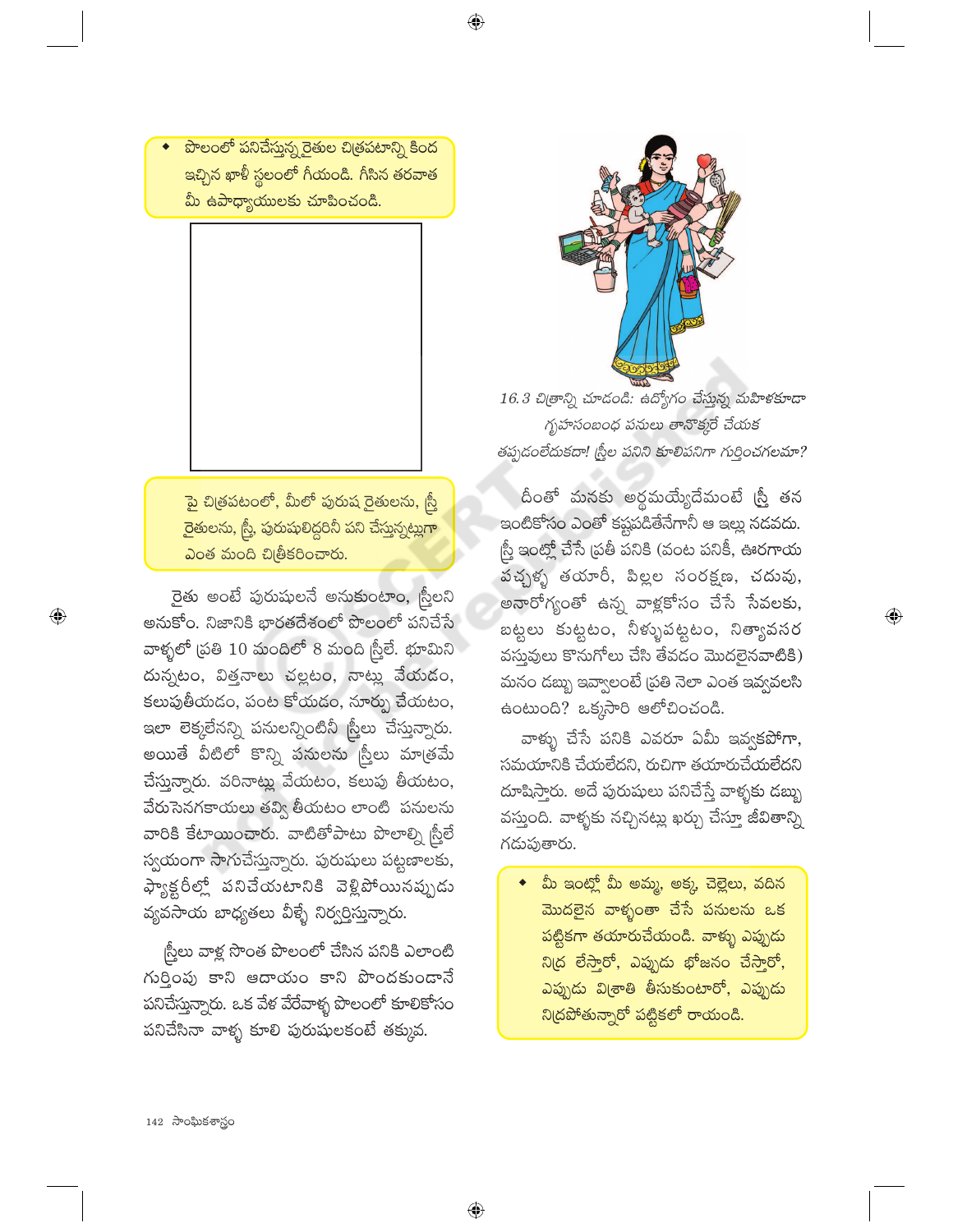- పొలంలో పనిచేస్తున్న రైతుల చిత్రపటాన్ని కింద ఇచ్చిన ఖాళీ స్థలంలో గీయండి. గీసిన తరవాత మీ ఉపాధ్యాయులకు చూపించండి.

పై చిత్రపటంలో, మీలో పురుష రైతులను, స్త్రీ రైతులను, స్త్రీ, పురుషులిద్దరినీ పని చేస్తున్నట్లుగా ఎంత మంది చిత్రీకరించారు.

రైతు అంటే పురుషులనే అనుకుంటాం, స్త్రీలని అనుకోం. నిజానికి భారతదేశంలో పొలంలో పనిచేసే వాళ్ళలో ప్రతి 10 మందిలో 8 మంది స్త్రీలే. భూమిని దున్నటం, విత్తనాలు చల్లటం, నాట్లు వేయడం, కలుపుతీయడం, పంట కోయడం, నూర్పు చేయటం, ఇలా లెక్కలేనన్ని పనులన్నింటినీ స్త్రీలు చేస్తున్నారు. అయితే వీటిలో కొన్ని పనులను స్త్రీలు మాత్రమే చేస్తున్నారు. వరినాట్లు వేయటం, కలుపు తీయటం, వేరుసెనగకాయలు తవ్వి తీయటం లాంటి పనులను వారికి కేటాయించారు. వాటితోపాటు పొలాల్ని స్త్రీలే స్వయంగా సాగుచేస్తున్నారు. పురుషులు పట్టణాలకు, ఫ్యాక్టరీల్లో పనిచేయటానికి వెళ్ళిపోయినప్పుడు వ్యవసాయ బాధ్యతలు వీళ్ళే నిర్వర్తిస్తున్నారు.

స్త్రీలు వాళ్ల సొంత పొలంలో చేసిన పనికి ఎలాంటి గుర్తింపు కాని ఆదాయం కాని పొందకుండానే పనిచేస్తున్నారు. ఒక వేళ వేరేవాళ్ళ పొలంలో కూలికోసం పనిచేసినా వాళ్ళ కూలి పురుషులకంటే తక్కువ.

*16.3 చిత్రాన్ని చూడండి: ఉద్యోగం చేస్తున్న మహిళకూడా గృహసంబంధ పనులు తానొక్కరే చేయక తప్పదంటేదుకదా! స్త్రీల పనిని కూలిపనిగా గుర్తించగలమా?*

దీంతో మనకు అర్థమయ్యేదేమంటే స్త్రీ తన ఇంటికోసం ఎంతో కష్టపడితేనేగానీ ఆ ఇల్లు నడవదు. స్త్రీ ఇంట్లో చేసే ప్రతీ పనికి (వంట పనికీ, ఊరగాయ పచ్చళ్ళ తయారీ, పిల్లల సంరక్షణ, చదువు, అనారోగ్యంతో ఉన్న వాళ్లకోసం చేసే సేవలకు, బట్టలు కుట్టటం, నీళ్ళుపట్టటం, నిత్యావసర వస్తువులు కొనుగోలు చేసి తేవడం మొదలైనవాటికి) మనం డబ్బు ఇవ్వాలంటే ప్రతి నెలా ఎంత ఇవ్వవలసి ఉంటుంది? ఒక్కసారి ఆలోచించండి.

వాళ్ళు చేసే పనికి ఎవరూ ఏమీ ఇవ్వకపోగా, సమయానికి చేయలేదని, రుచిగా తయారుచేయలేదని దూషిస్తారు. అదే పురుషులు పనిచేస్తే వాళ్ళకు డబ్బు వస్తుంది. వాళ్ళకు నచ్చినట్లు ఖర్చు చేస్తూ జీవితాన్ని గడుపుతారు.

- మీ ఇంట్లో మీ అమ్మ, అక్క, చెల్లెలు, వదిన మొదలైన వాళ్ళంతా చేసే పనులను ఒక పట్టికగా తయారుచేయండి. వాళ్ళు ఎప్పుడు నిద్ర లేస్తారో, ఎప్పుడు భోజనం చేస్తారో, ఎప్పుడు విశ్రాంతి తీసుకుంటారో, ఎప్పుడు నిద్రపోతున్నారో పట్టికలో రాయండి.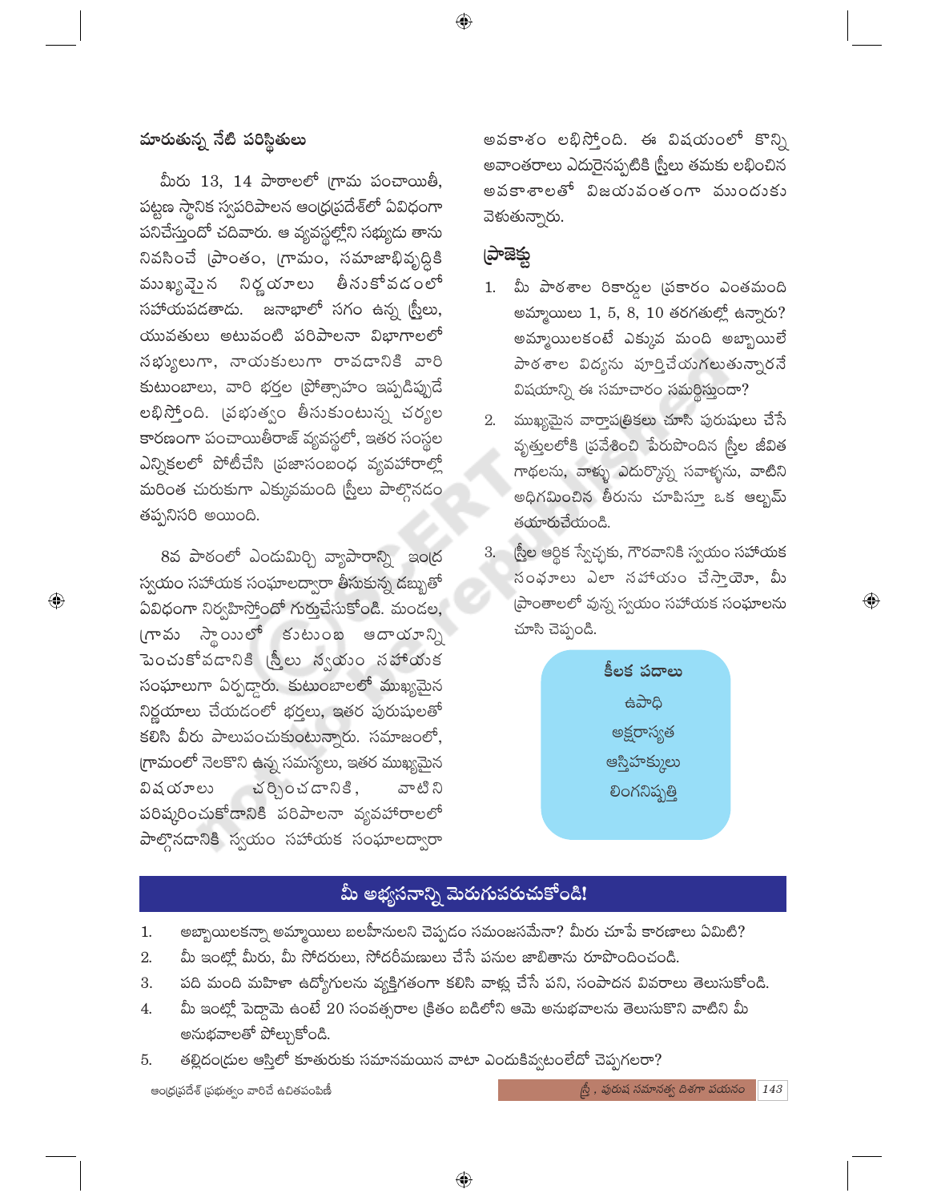## మారుతున్న నేటి పరిస్థితులు

మీరు 13, 14 పాఠాలలో గ్రామ పంచాయితీ, పట్టణ స్థానిక స్వపరిపాలన ఆంధ్రప్రదేశ్‌లో ఏవిధంగా పనిచేస్తుందో చదివారు. ఆ వ్యవస్థల్లోని సభ్యుడు తాను నివసించే ప్రాంతం, గ్రామం, సమాజాభివృద్ధికి ముఖ్యమైన నిర్ణయాలు తీసుకోవడంలో సహాయపడతాడు. జనాభాలో సగం ఉన్న స్త్రీలు, యువతులు అటువంటి పరిపాలనా విభాగాలలో సభ్యులుగా, నాయకులుగా రావడానికి వారి కుటుంబాలు, వారి భర్తల ప్రోత్సాహం ఇప్పుడిప్పుడే లభిస్తోంది. ప్రభుత్వం తీసుకుంటున్న చర్యల కారణంగా పంచాయితీరాజ్ వ్యవస్థలో, ఇతర సంస్థల ఎన్నికలలో పోటీచేసి ప్రజాసంబంధ వ్యవహారాల్లో మరింత చురుకుగా ఎక్కువమంది స్త్రీలు పాల్గొనడం తప్పనిసరి అయింది.

8వ పాఠంలో ఎండుమిర్చి వ్యాపారాన్ని ఇంద్ర స్వయం సహాయక సంఘాలద్వారా తీసుకున్న డబ్బుతో ఏవిధంగా నిర్వహిస్తోందో గుర్తుచేసుకోండి. మండల, గ్రామ స్థాయిలో కుటుంబ ఆదాయాన్ని పెంచుకోవడానికి స్త్రీలు స్వయం సహాయక సంఘాలుగా ఏర్పడ్డారు. కుటుంబాలలో ముఖ్యమైన నిర్ణయాలు చేయడంలో భర్తలు, ఇతర పురుషులతో కలిసి వీరు పాలుపంచుకుంటున్నారు. సమాజంలో, గ్రామంలో నెలకొని ఉన్న సమస్యలు, ఇతర ముఖ్యమైన విషయాలు చర్చించడానికి, వాటిని పరిష్కరించుకోడానికి పరిపాలనా వ్యవహారాలలో పాల్గొనడానికి స్వయం సహాయక సంఘాలద్వారా అవకాశం లభిస్తోంది. ఈ విషయంలో కొన్ని అవాంతరాలు ఎదురైనప్పటికి స్త్రీలు తమకు లభించిన అవకాశాలతో విజయవంతంగా ముందుకు వెళుతున్నారు.

## ప్రాజెక్టు

1. మీ పాఠశాల రికార్డుల ప్రకారం ఎంతమంది అమ్మాయిలు 1, 5, 8, 10 తరగతుల్లో ఉన్నారు? అమ్మాయిలకంటే ఎక్కువ మంది అబ్బాయిలే పాఠశాల విద్యను పూర్తిచేయగలుతున్నారనే విషయాన్ని ఈ సమాచారం సమర్థిస్తుందా?
2. ముఖ్యమైన వార్తాపత్రికలు చూసి పురుషులు చేసే వృత్తులలోకి ప్రవేశించి పేరుపొందిన స్త్రీల జీవిత గాథలను, వాళ్ళు ఎదుర్కొన్న సవాళ్ళను, వాటిని అధిగమించిన తీరును చూపిస్తూ ఒక ఆల్బమ్ తయారుచేయండి.
3. స్త్రీల ఆర్థిక స్వేచ్ఛకు, గౌరవానికి స్వయం సహాయక సంఘాలు ఎలా సహాయం చేస్తాయో, మీ ప్రాంతాలలో వున్న స్వయం సహాయక సంఘాలను చూసి చెప్పండి.

**కీలక పదాలు**

ఉపాధి

అక్షరాస్యత

ఆస్తిహక్కులు

లింగనిష్పత్తి

## మీ అభ్యసనాన్ని మెరుగుపరుచుకోండి!

1. అబ్బాయిలకన్నా అమ్మాయిలు బలహీనులని చెప్పడం సమంజసమేనా? మీరు చూపే కారణాలు ఏమిటి?
2. మీ ఇంట్లో మీరు, మీ సోదరులు, సోదరీమణులు చేసే పనుల జాబితాను రూపొందించండి.
3. పది మంది మహిళా ఉద్యోగులను వ్యక్తిగతంగా కలిసి వాళ్ల చేసే పని, సంపాదన వివరాలు తెలుసుకోండి.
4. మీ ఇంట్లో పెద్దామె ఉంటే 20 సంవత్సరాల క్రితం బడిలోని ఆమె అనుభవాలను తెలుసుకొని వాటిని మీ అనుభవాలతో పోల్చుకోండి.
5. తల్లిదండ్రుల ఆస్తిలో కూతురుకు సమానమయిన వాటా ఎందుకివ్వటంలేదో చెప్పగలరా?